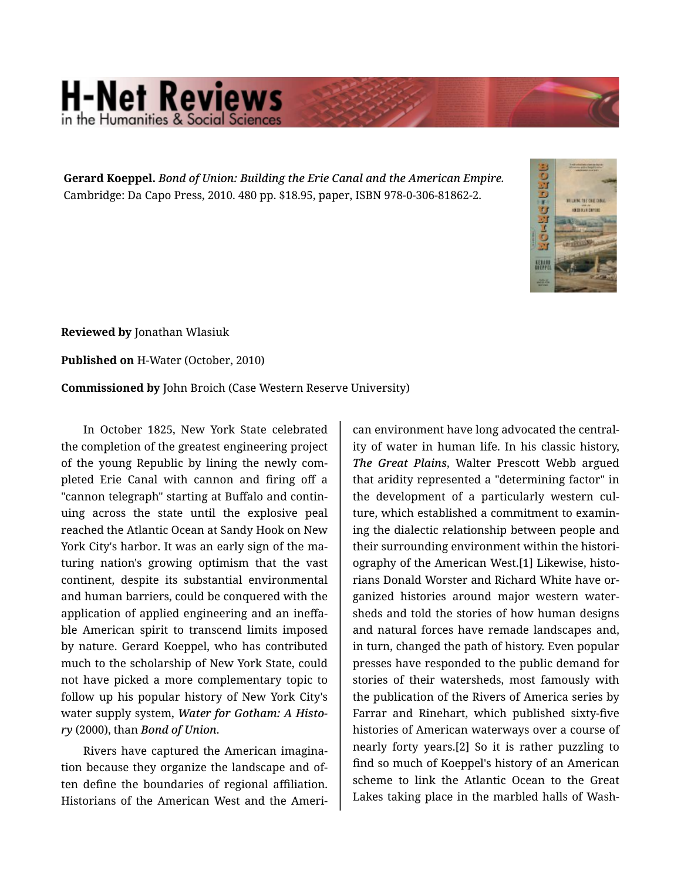**Gerard Koeppel.** *Bond of Union: Building the Erie Canal and the American Empire.* Cambridge: Da Capo Press, 2010. 480 pp. $18.95, paper, ISBN 978-0-306-81862-2.

**Reviewed by** Jonathan Wlasiuk

**Published on** H-Water (October, 2010)

**Commissioned by** John Broich (Case Western Reserve University)

In October 1825, New York State celebrated the completion of the greatest engineering project of the young Republic by lining the newly completed Erie Canal with cannon and firing off a "cannon telegraph" starting at Buffalo and continuing across the state until the explosive peal reached the Atlantic Ocean at Sandy Hook on New York City's harbor. It was an early sign of the maturing nation's growing optimism that the vast continent, despite its substantial environmental and human barriers, could be conquered with the application of applied engineering and an ineffable American spirit to transcend limits imposed by nature. Gerard Koeppel, who has contributed much to the scholarship of New York State, could not have picked a more complementary topic to follow up his popular history of New York City's water supply system, ***Water for Gotham: A History*** (2000), than *Bond of Union*.

Rivers have captured the American imagination because they organize the landscape and often define the boundaries of regional affiliation. Historians of the American West and the American environment have long advocated the centrality of water in human life. In his classic history, ***The Great Plains***, Walter Prescott Webb argued that aridity represented a "determining factor" in the development of a particularly western culture, which established a commitment to examining the dialectic relationship between people and their surrounding environment within the historiography of the American West.[1] Likewise, historians Donald Worster and Richard White have organized histories around major western watersheds and told the stories of how human designs and natural forces have remade landscapes and, in turn, changed the path of history. Even popular presses have responded to the public demand for stories of their watersheds, most famously with the publication of the Rivers of America series by Farrar and Rinehart, which published sixty-five histories of American waterways over a course of nearly forty years.[2] So it is rather puzzling to find so much of Koeppel's history of an American scheme to link the Atlantic Ocean to the Great Lakes taking place in the marbled halls of Wash-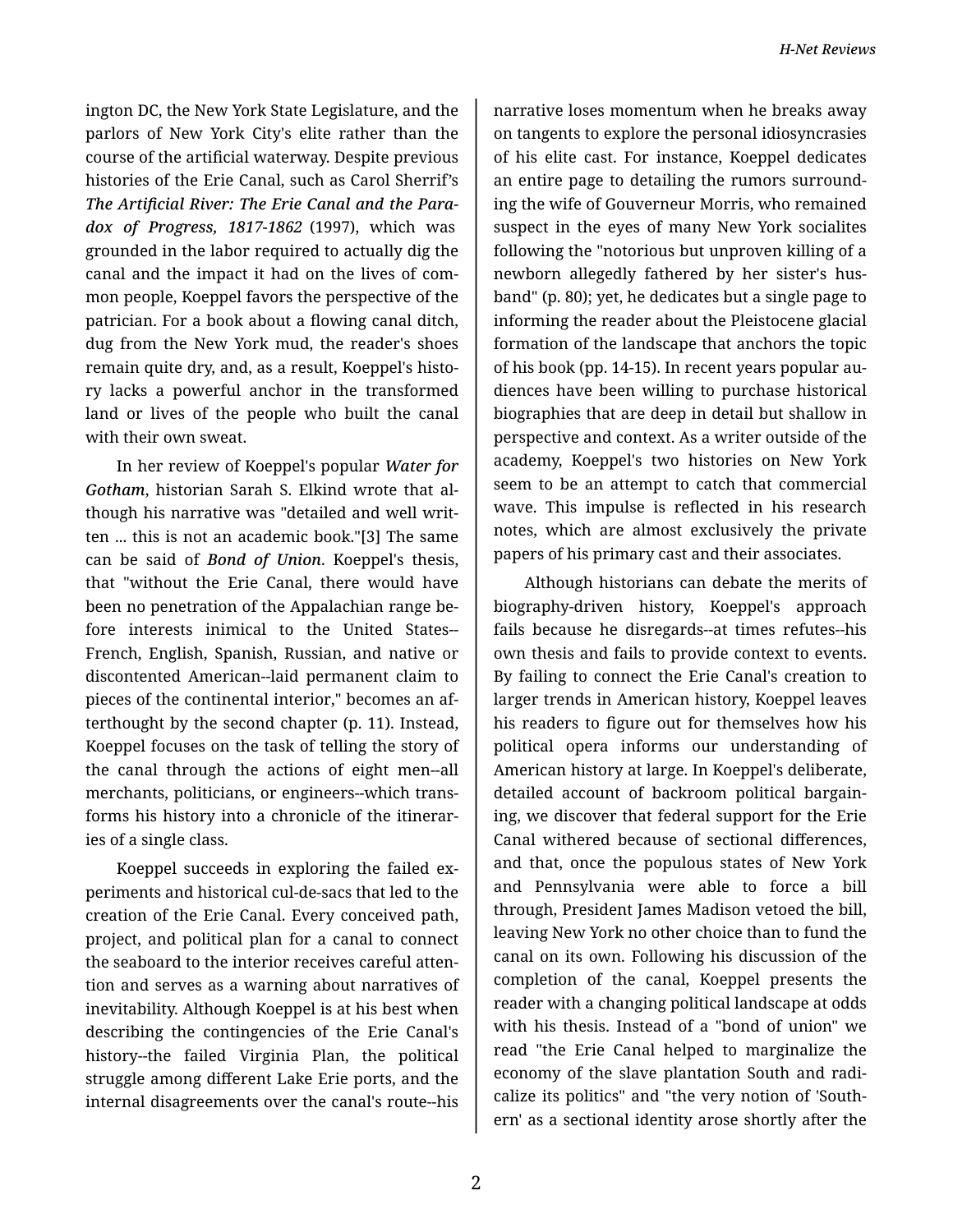ington DC, the New York State Legislature, and the parlors of New York City's elite rather than the course of the artificial waterway. Despite previous histories of the Erie Canal, such as Carol Sherrif's ***The Artificial River: The Erie Canal and the Paradox of Progress, 1817-1862*** (1997), which was grounded in the labor required to actually dig the canal and the impact it had on the lives of common people, Koeppel favors the perspective of the patrician. For a book about a flowing canal ditch, dug from the New York mud, the reader's shoes remain quite dry, and, as a result, Koeppel's history lacks a powerful anchor in the transformed land or lives of the people who built the canal with their own sweat.

In her review of Koeppel's popular ***Water for Gotham***, historian Sarah S. Elkind wrote that although his narrative was "detailed and well written ... this is not an academic book."[3] The same can be said of ***Bond of Union***. Koeppel's thesis, that "without the Erie Canal, there would have been no penetration of the Appalachian range before interests inimical to the United States--French, English, Spanish, Russian, and native or discontented American--laid permanent claim to pieces of the continental interior," becomes an afterthought by the second chapter (p. 11). Instead, Koeppel focuses on the task of telling the story of the canal through the actions of eight men--all merchants, politicians, or engineers--which transforms his history into a chronicle of the itineraries of a single class.

Koeppel succeeds in exploring the failed experiments and historical cul-de-sacs that led to the creation of the Erie Canal. Every conceived path, project, and political plan for a canal to connect the seaboard to the interior receives careful attention and serves as a warning about narratives of inevitability. Although Koeppel is at his best when describing the contingencies of the Erie Canal's history--the failed Virginia Plan, the political struggle among different Lake Erie ports, and the internal disagreements over the canal's route--his narrative loses momentum when he breaks away on tangents to explore the personal idiosyncrasies of his elite cast. For instance, Koeppel dedicates an entire page to detailing the rumors surrounding the wife of Gouverneur Morris, who remained suspect in the eyes of many New York socialites following the "notorious but unproven killing of a newborn allegedly fathered by her sister's husband" (p. 80); yet, he dedicates but a single page to informing the reader about the Pleistocene glacial formation of the landscape that anchors the topic of his book (pp. 14-15). In recent years popular audiences have been willing to purchase historical biographies that are deep in detail but shallow in perspective and context. As a writer outside of the academy, Koeppel's two histories on New York seem to be an attempt to catch that commercial wave. This impulse is reflected in his research notes, which are almost exclusively the private papers of his primary cast and their associates.

Although historians can debate the merits of biography-driven history, Koeppel's approach fails because he disregards--at times refutes--his own thesis and fails to provide context to events. By failing to connect the Erie Canal's creation to larger trends in American history, Koeppel leaves his readers to figure out for themselves how his political opera informs our understanding of American history at large. In Koeppel's deliberate, detailed account of backroom political bargaining, we discover that federal support for the Erie Canal withered because of sectional differences, and that, once the populous states of New York and Pennsylvania were able to force a bill through, President James Madison vetoed the bill, leaving New York no other choice than to fund the canal on its own. Following his discussion of the completion of the canal, Koeppel presents the reader with a changing political landscape at odds with his thesis. Instead of a "bond of union" we read "the Erie Canal helped to marginalize the economy of the slave plantation South and radicalize its politics" and "the very notion of 'Southern' as a sectional identity arose shortly after the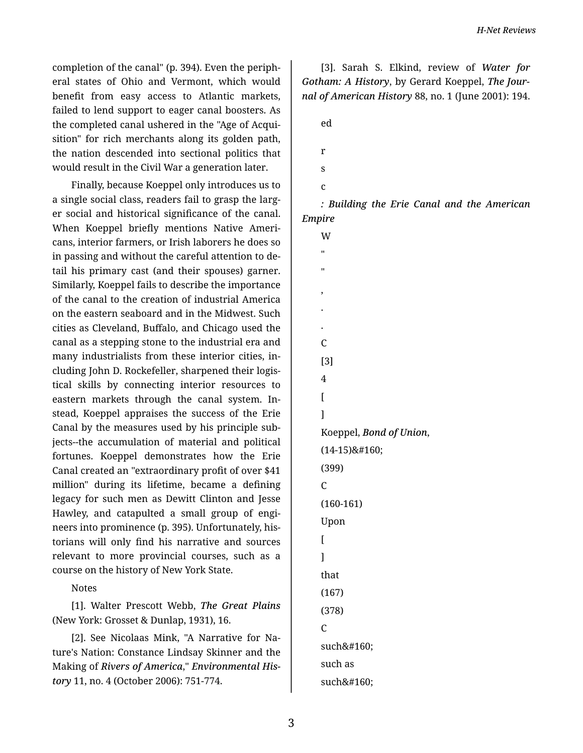completion of the canal" (p. 394). Even the peripheral states of Ohio and Vermont, which would benefit from easy access to Atlantic markets, failed to lend support to eager canal boosters. As the completed canal ushered in the "Age of Acquisition" for rich merchants along its golden path, the nation descended into sectional politics that would result in the Civil War a generation later.

Finally, because Koeppel only introduces us to a single social class, readers fail to grasp the larger social and historical significance of the canal. When Koeppel briefly mentions Native Americans, interior farmers, or Irish laborers he does so in passing and without the careful attention to detail his primary cast (and their spouses) garner. Similarly, Koeppel fails to describe the importance of the canal to the creation of industrial America on the eastern seaboard and in the Midwest. Such cities as Cleveland, Buffalo, and Chicago used the canal as a stepping stone to the industrial era and many industrialists from these interior cities, including John D. Rockefeller, sharpened their logistical skills by connecting interior resources to eastern markets through the canal system. Instead, Koeppel appraises the success of the Erie Canal by the measures used by his principle subjects--the accumulation of material and political fortunes. Koeppel demonstrates how the Erie Canal created an "extraordinary profit of over $41 million" during its lifetime, became a defining legacy for such men as Dewitt Clinton and Jesse Hawley, and catapulted a small group of engineers into prominence (p. 395). Unfortunately, historians will only find his narrative and sources relevant to more provincial courses, such as a course on the history of New York State.

Notes

[1]. Walter Prescott Webb, ***The Great Plains*** (New York: Grosset & Dunlap, 1931), 16.

[2]. See Nicolaas Mink, "A Narrative for Nature's Nation: Constance Lindsay Skinner and the Making of ***Rivers of America***," ***Environmental History*** 11, no. 4 (October 2006): 751-774.

[3]. Sarah S. Elkind, review of ***Water for Gotham: A History***, by Gerard Koeppel, ***The Journal of American History*** 88, no. 1 (June 2001): 194.

ed

r

s

c

***: Building the Erie Canal and the American Empire***

W

"

"

,

.

.

C

[3]

4

[

]

Koeppel, ***Bond of Union***,

(14-15)&#160;

(399)

C

(160-161)

Upon

[

]

that

(167)

(378)

C

such&#160;

such as

such&#160;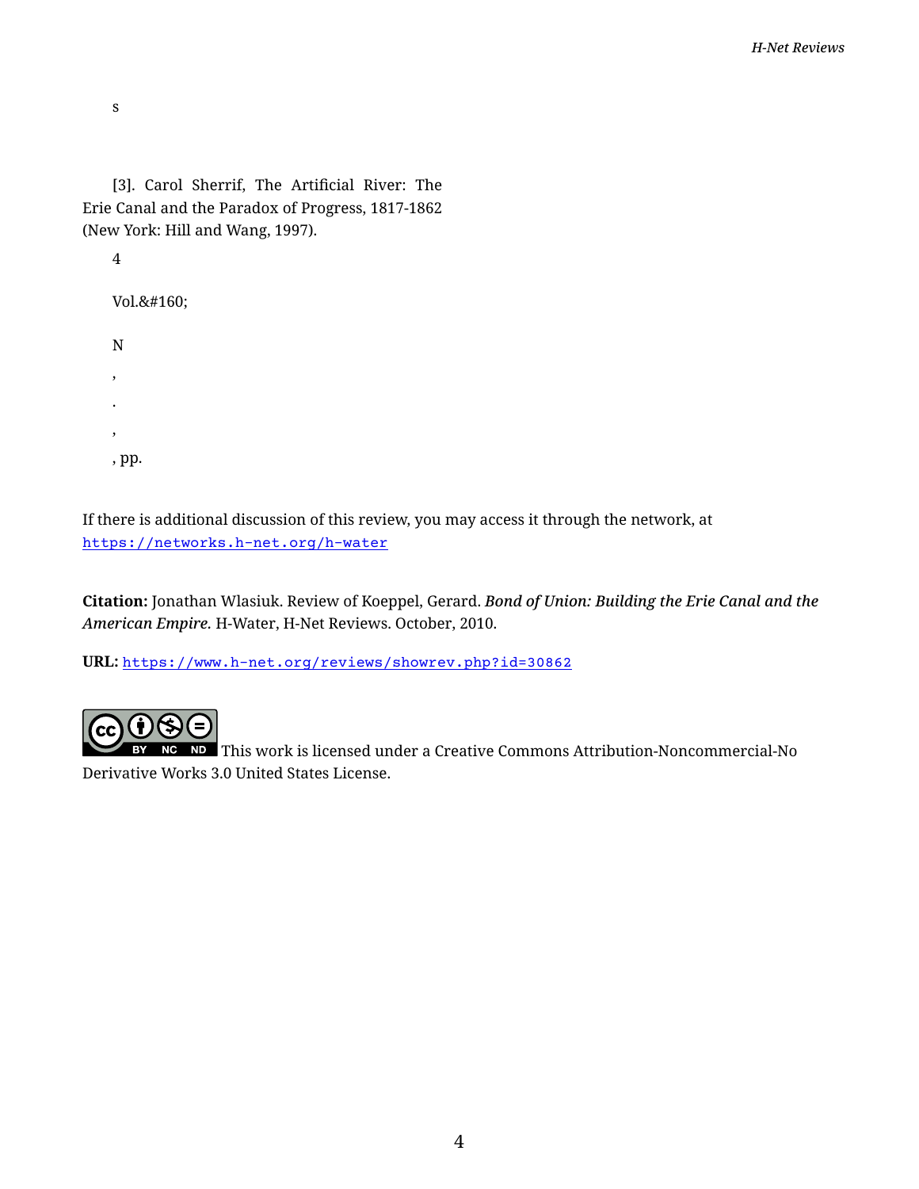s

[3]. Carol Sherrif, The Artificial River: The Erie Canal and the Paradox of Progress, 1817-1862 (New York: Hill and Wang, 1997).

4

Vol.&#160;

N

,

.

,

, pp.

If there is additional discussion of this review, you may access it through the network, at https://networks.h-net.org/h-water

**Citation:** Jonathan Wlasiuk. Review of Koeppel, Gerard. ***Bond of Union: Building the Erie Canal and the American Empire.*** H-Water, H-Net Reviews. October, 2010.

**URL:** https://www.h-net.org/reviews/showrev.php?id=30862

This work is licensed under a Creative Commons Attribution-Noncommercial-No Derivative Works 3.0 United States License.